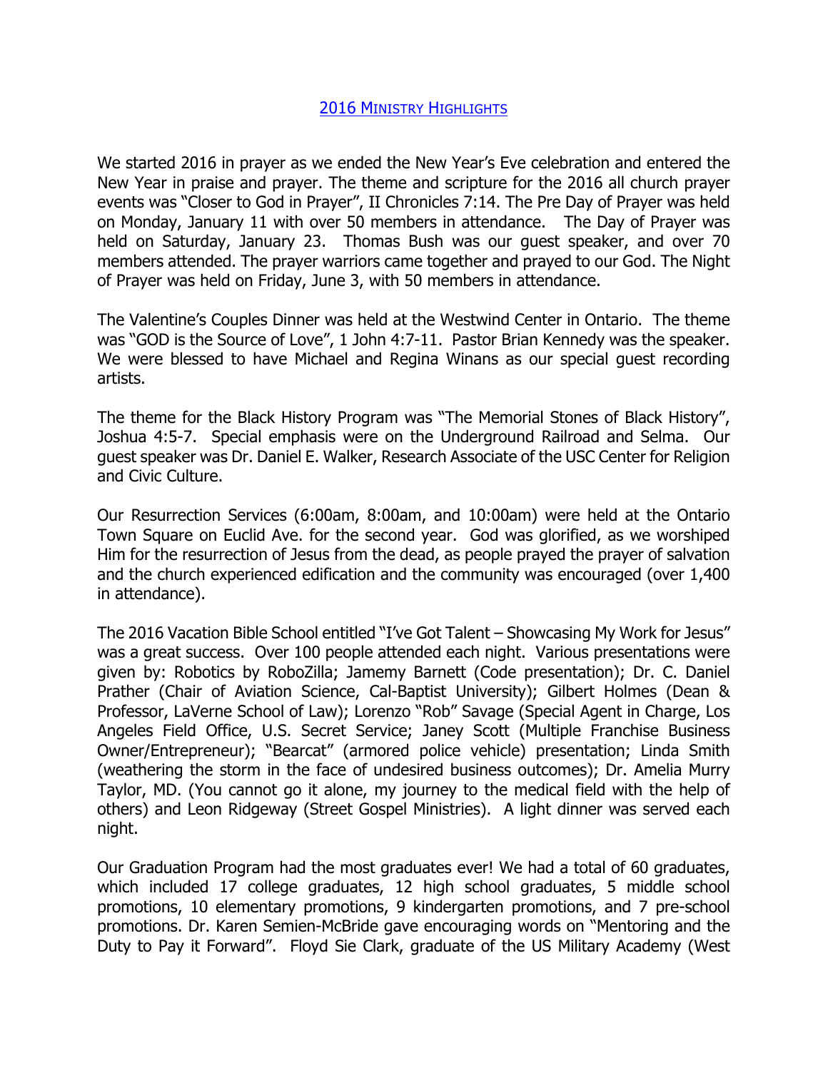## 2016 Ministry Highlights

We started 2016 in prayer as we ended the New Year's Eve celebration and entered the New Year in praise and prayer. The theme and scripture for the 2016 all church prayer events was "Closer to God in Prayer", II Chronicles 7:14. The Pre Day of Prayer was held on Monday, January 11 with over 50 members in attendance. The Day of Prayer was held on Saturday, January 23. Thomas Bush was our guest speaker, and over 70 members attended. The prayer warriors came together and prayed to our God. The Night of Prayer was held on Friday, June 3, with 50 members in attendance.

The Valentine's Couples Dinner was held at the Westwind Center in Ontario. The theme was "GOD is the Source of Love", 1 John 4:7-11. Pastor Brian Kennedy was the speaker. We were blessed to have Michael and Regina Winans as our special guest recording artists.

The theme for the Black History Program was "The Memorial Stones of Black History", Joshua 4:5-7. Special emphasis were on the Underground Railroad and Selma. Our guest speaker was Dr. Daniel E. Walker, Research Associate of the USC Center for Religion and Civic Culture.

Our Resurrection Services (6:00am, 8:00am, and 10:00am) were held at the Ontario Town Square on Euclid Ave. for the second year. God was glorified, as we worshiped Him for the resurrection of Jesus from the dead, as people prayed the prayer of salvation and the church experienced edification and the community was encouraged (over 1,400 in attendance).

The 2016 Vacation Bible School entitled "I've Got Talent – Showcasing My Work for Jesus" was a great success. Over 100 people attended each night. Various presentations were given by: Robotics by RoboZilla; Jamemy Barnett (Code presentation); Dr. C. Daniel Prather (Chair of Aviation Science, Cal-Baptist University); Gilbert Holmes (Dean & Professor, LaVerne School of Law); Lorenzo "Rob" Savage (Special Agent in Charge, Los Angeles Field Office, U.S. Secret Service; Janey Scott (Multiple Franchise Business Owner/Entrepreneur); "Bearcat" (armored police vehicle) presentation; Linda Smith (weathering the storm in the face of undesired business outcomes); Dr. Amelia Murry Taylor, MD. (You cannot go it alone, my journey to the medical field with the help of others) and Leon Ridgeway (Street Gospel Ministries). A light dinner was served each night.

Our Graduation Program had the most graduates ever! We had a total of 60 graduates, which included 17 college graduates, 12 high school graduates, 5 middle school promotions, 10 elementary promotions, 9 kindergarten promotions, and 7 pre-school promotions. Dr. Karen Semien-McBride gave encouraging words on "Mentoring and the Duty to Pay it Forward". Floyd Sie Clark, graduate of the US Military Academy (West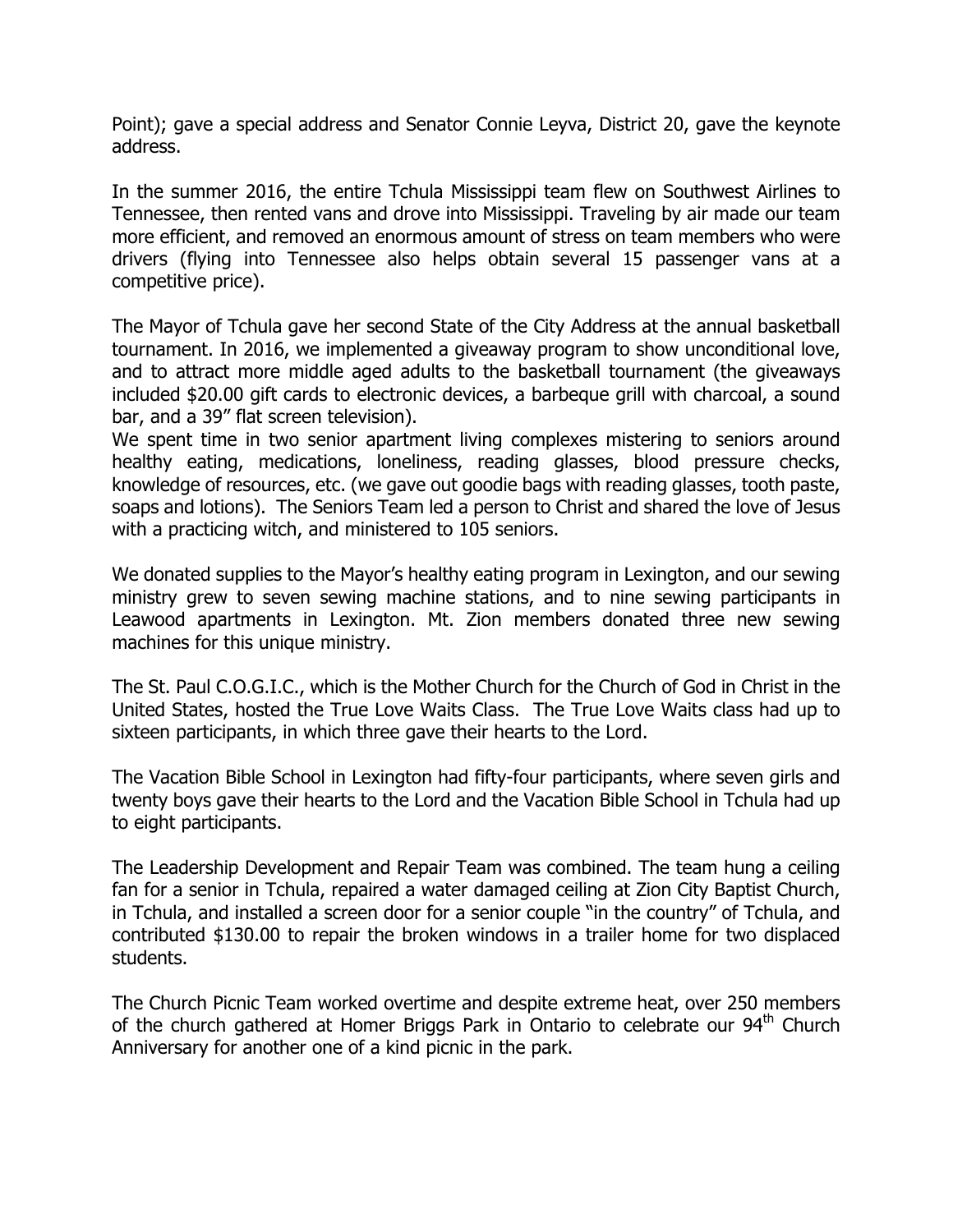Point); gave a special address and Senator Connie Leyva, District 20, gave the keynote address.

In the summer 2016, the entire Tchula Mississippi team flew on Southwest Airlines to Tennessee, then rented vans and drove into Mississippi. Traveling by air made our team more efficient, and removed an enormous amount of stress on team members who were drivers (flying into Tennessee also helps obtain several 15 passenger vans at a competitive price).

The Mayor of Tchula gave her second State of the City Address at the annual basketball tournament. In 2016, we implemented a giveaway program to show unconditional love, and to attract more middle aged adults to the basketball tournament (the giveaways included $20.00 gift cards to electronic devices, a barbeque grill with charcoal, a sound bar, and a 39" flat screen television).

We spent time in two senior apartment living complexes mistering to seniors around healthy eating, medications, loneliness, reading glasses, blood pressure checks, knowledge of resources, etc. (we gave out goodie bags with reading glasses, tooth paste, soaps and lotions). The Seniors Team led a person to Christ and shared the love of Jesus with a practicing witch, and ministered to 105 seniors.

We donated supplies to the Mayor's healthy eating program in Lexington, and our sewing ministry grew to seven sewing machine stations, and to nine sewing participants in Leawood apartments in Lexington. Mt. Zion members donated three new sewing machines for this unique ministry.

The St. Paul C.O.G.I.C., which is the Mother Church for the Church of God in Christ in the United States, hosted the True Love Waits Class. The True Love Waits class had up to sixteen participants, in which three gave their hearts to the Lord.

The Vacation Bible School in Lexington had fifty-four participants, where seven girls and twenty boys gave their hearts to the Lord and the Vacation Bible School in Tchula had up to eight participants.

The Leadership Development and Repair Team was combined. The team hung a ceiling fan for a senior in Tchula, repaired a water damaged ceiling at Zion City Baptist Church, in Tchula, and installed a screen door for a senior couple "in the country" of Tchula, and contributed $130.00 to repair the broken windows in a trailer home for two displaced students.

The Church Picnic Team worked overtime and despite extreme heat, over 250 members of the church gathered at Homer Briggs Park in Ontario to celebrate our 94th Church Anniversary for another one of a kind picnic in the park.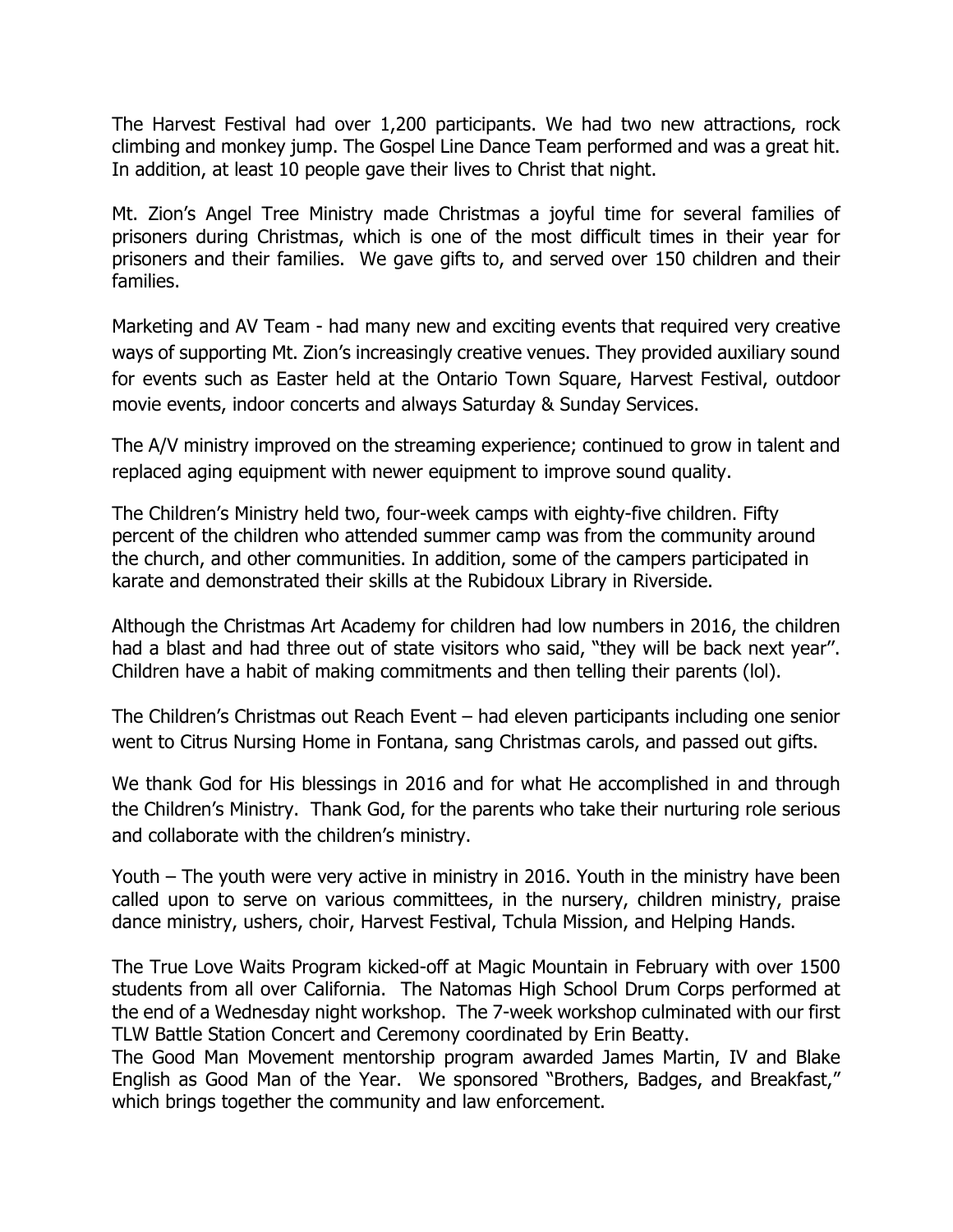The Harvest Festival had over 1,200 participants. We had two new attractions, rock climbing and monkey jump. The Gospel Line Dance Team performed and was a great hit. In addition, at least 10 people gave their lives to Christ that night.

Mt. Zion's Angel Tree Ministry made Christmas a joyful time for several families of prisoners during Christmas, which is one of the most difficult times in their year for prisoners and their families. We gave gifts to, and served over 150 children and their families.

Marketing and AV Team - had many new and exciting events that required very creative ways of supporting Mt. Zion's increasingly creative venues. They provided auxiliary sound for events such as Easter held at the Ontario Town Square, Harvest Festival, outdoor movie events, indoor concerts and always Saturday & Sunday Services.

The A/V ministry improved on the streaming experience; continued to grow in talent and replaced aging equipment with newer equipment to improve sound quality.

The Children's Ministry held two, four-week camps with eighty-five children. Fifty percent of the children who attended summer camp was from the community around the church, and other communities. In addition, some of the campers participated in karate and demonstrated their skills at the Rubidoux Library in Riverside.

Although the Christmas Art Academy for children had low numbers in 2016, the children had a blast and had three out of state visitors who said, "they will be back next year". Children have a habit of making commitments and then telling their parents (lol).

The Children's Christmas out Reach Event – had eleven participants including one senior went to Citrus Nursing Home in Fontana, sang Christmas carols, and passed out gifts.

We thank God for His blessings in 2016 and for what He accomplished in and through the Children's Ministry. Thank God, for the parents who take their nurturing role serious and collaborate with the children's ministry.

Youth – The youth were very active in ministry in 2016. Youth in the ministry have been called upon to serve on various committees, in the nursery, children ministry, praise dance ministry, ushers, choir, Harvest Festival, Tchula Mission, and Helping Hands.

The True Love Waits Program kicked-off at Magic Mountain in February with over 1500 students from all over California. The Natomas High School Drum Corps performed at the end of a Wednesday night workshop. The 7-week workshop culminated with our first TLW Battle Station Concert and Ceremony coordinated by Erin Beatty.

The Good Man Movement mentorship program awarded James Martin, IV and Blake English as Good Man of the Year. We sponsored "Brothers, Badges, and Breakfast," which brings together the community and law enforcement.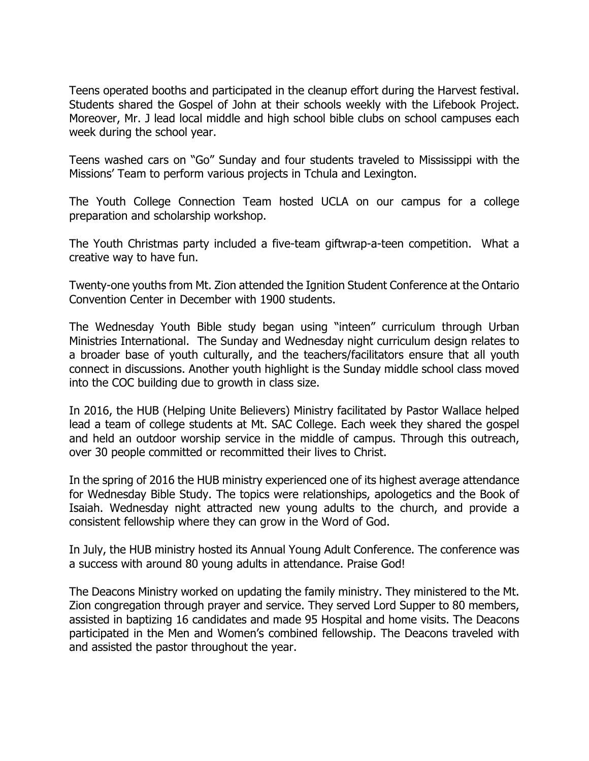Teens operated booths and participated in the cleanup effort during the Harvest festival. Students shared the Gospel of John at their schools weekly with the Lifebook Project. Moreover, Mr. J lead local middle and high school bible clubs on school campuses each week during the school year.

Teens washed cars on "Go" Sunday and four students traveled to Mississippi with the Missions' Team to perform various projects in Tchula and Lexington.

The Youth College Connection Team hosted UCLA on our campus for a college preparation and scholarship workshop.

The Youth Christmas party included a five-team giftwrap-a-teen competition. What a creative way to have fun.

Twenty-one youths from Mt. Zion attended the Ignition Student Conference at the Ontario Convention Center in December with 1900 students.

The Wednesday Youth Bible study began using "inteen" curriculum through Urban Ministries International. The Sunday and Wednesday night curriculum design relates to a broader base of youth culturally, and the teachers/facilitators ensure that all youth connect in discussions. Another youth highlight is the Sunday middle school class moved into the COC building due to growth in class size.

In 2016, the HUB (Helping Unite Believers) Ministry facilitated by Pastor Wallace helped lead a team of college students at Mt. SAC College. Each week they shared the gospel and held an outdoor worship service in the middle of campus. Through this outreach, over 30 people committed or recommitted their lives to Christ.

In the spring of 2016 the HUB ministry experienced one of its highest average attendance for Wednesday Bible Study. The topics were relationships, apologetics and the Book of Isaiah. Wednesday night attracted new young adults to the church, and provide a consistent fellowship where they can grow in the Word of God.

In July, the HUB ministry hosted its Annual Young Adult Conference. The conference was a success with around 80 young adults in attendance. Praise God!

The Deacons Ministry worked on updating the family ministry. They ministered to the Mt. Zion congregation through prayer and service. They served Lord Supper to 80 members, assisted in baptizing 16 candidates and made 95 Hospital and home visits. The Deacons participated in the Men and Women's combined fellowship. The Deacons traveled with and assisted the pastor throughout the year.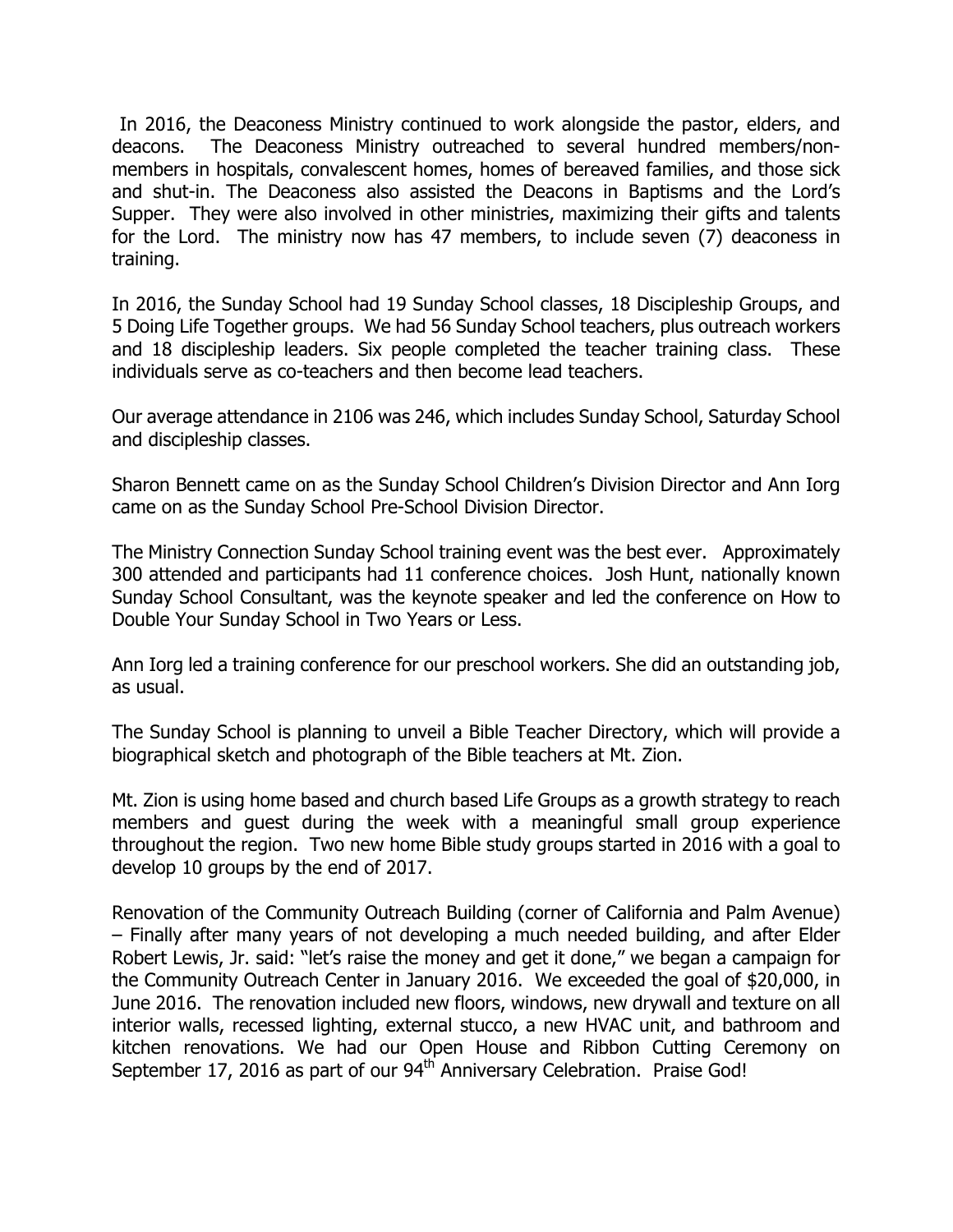In 2016, the Deaconess Ministry continued to work alongside the pastor, elders, and deacons. The Deaconess Ministry outreached to several hundred members/non-members in hospitals, convalescent homes, homes of bereaved families, and those sick and shut-in. The Deaconess also assisted the Deacons in Baptisms and the Lord's Supper. They were also involved in other ministries, maximizing their gifts and talents for the Lord. The ministry now has 47 members, to include seven (7) deaconess in training.

In 2016, the Sunday School had 19 Sunday School classes, 18 Discipleship Groups, and 5 Doing Life Together groups. We had 56 Sunday School teachers, plus outreach workers and 18 discipleship leaders. Six people completed the teacher training class. These individuals serve as co-teachers and then become lead teachers.

Our average attendance in 2106 was 246, which includes Sunday School, Saturday School and discipleship classes.

Sharon Bennett came on as the Sunday School Children's Division Director and Ann Iorg came on as the Sunday School Pre-School Division Director.

The Ministry Connection Sunday School training event was the best ever. Approximately 300 attended and participants had 11 conference choices. Josh Hunt, nationally known Sunday School Consultant, was the keynote speaker and led the conference on How to Double Your Sunday School in Two Years or Less.

Ann Iorg led a training conference for our preschool workers. She did an outstanding job, as usual.

The Sunday School is planning to unveil a Bible Teacher Directory, which will provide a biographical sketch and photograph of the Bible teachers at Mt. Zion.

Mt. Zion is using home based and church based Life Groups as a growth strategy to reach members and guest during the week with a meaningful small group experience throughout the region. Two new home Bible study groups started in 2016 with a goal to develop 10 groups by the end of 2017.

Renovation of the Community Outreach Building (corner of California and Palm Avenue) – Finally after many years of not developing a much needed building, and after Elder Robert Lewis, Jr. said: "let's raise the money and get it done," we began a campaign for the Community Outreach Center in January 2016. We exceeded the goal of $20,000, in June 2016. The renovation included new floors, windows, new drywall and texture on all interior walls, recessed lighting, external stucco, a new HVAC unit, and bathroom and kitchen renovations. We had our Open House and Ribbon Cutting Ceremony on September 17, 2016 as part of our 94th Anniversary Celebration. Praise God!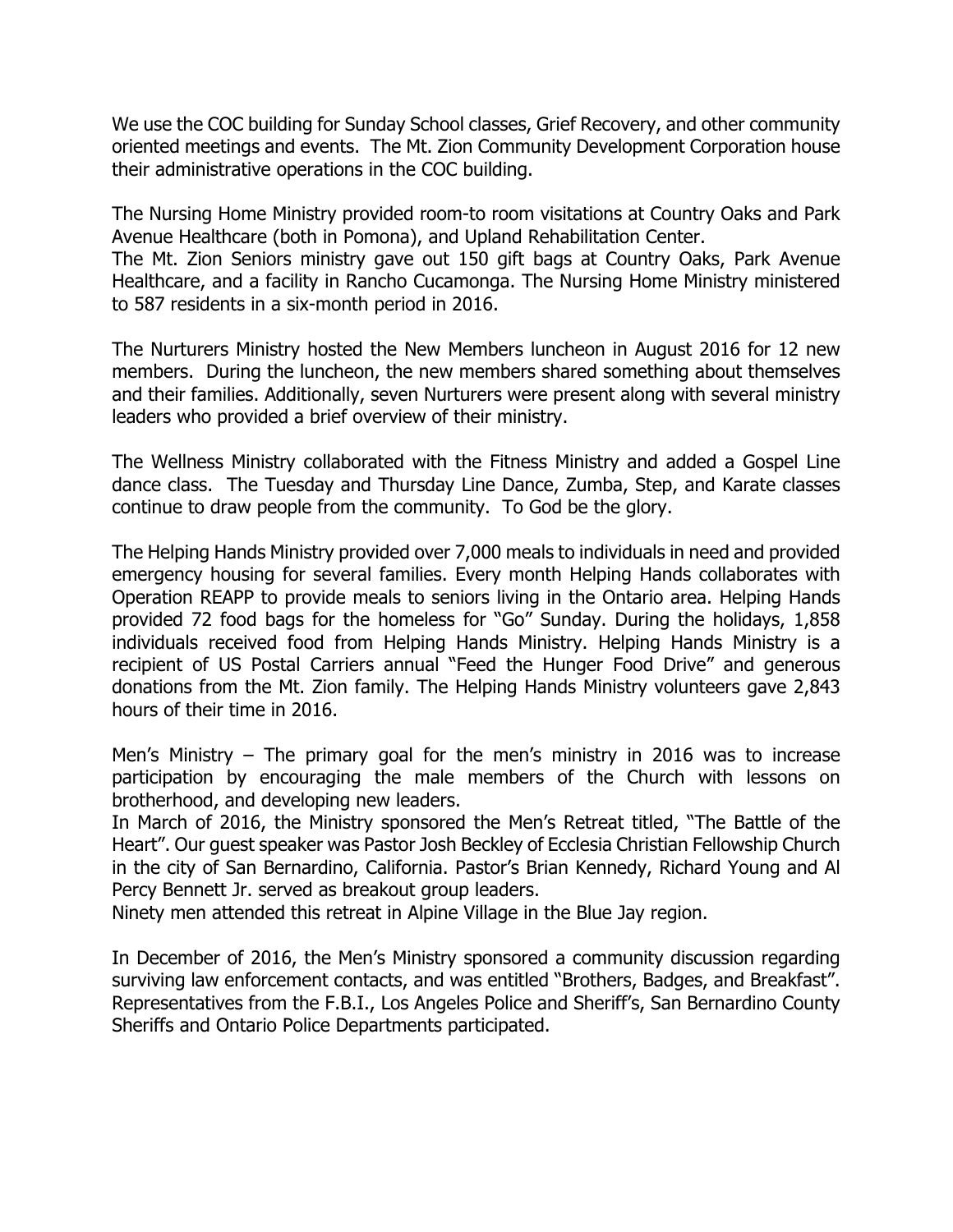We use the COC building for Sunday School classes, Grief Recovery, and other community oriented meetings and events. The Mt. Zion Community Development Corporation house their administrative operations in the COC building.

The Nursing Home Ministry provided room-to room visitations at Country Oaks and Park Avenue Healthcare (both in Pomona), and Upland Rehabilitation Center.
The Mt. Zion Seniors ministry gave out 150 gift bags at Country Oaks, Park Avenue Healthcare, and a facility in Rancho Cucamonga. The Nursing Home Ministry ministered to 587 residents in a six-month period in 2016.

The Nurturers Ministry hosted the New Members luncheon in August 2016 for 12 new members. During the luncheon, the new members shared something about themselves and their families. Additionally, seven Nurturers were present along with several ministry leaders who provided a brief overview of their ministry.

The Wellness Ministry collaborated with the Fitness Ministry and added a Gospel Line dance class. The Tuesday and Thursday Line Dance, Zumba, Step, and Karate classes continue to draw people from the community. To God be the glory.

The Helping Hands Ministry provided over 7,000 meals to individuals in need and provided emergency housing for several families. Every month Helping Hands collaborates with Operation REAPP to provide meals to seniors living in the Ontario area. Helping Hands provided 72 food bags for the homeless for "Go" Sunday. During the holidays, 1,858 individuals received food from Helping Hands Ministry. Helping Hands Ministry is a recipient of US Postal Carriers annual "Feed the Hunger Food Drive" and generous donations from the Mt. Zion family. The Helping Hands Ministry volunteers gave 2,843 hours of their time in 2016.

Men's Ministry – The primary goal for the men's ministry in 2016 was to increase participation by encouraging the male members of the Church with lessons on brotherhood, and developing new leaders.
In March of 2016, the Ministry sponsored the Men's Retreat titled, "The Battle of the Heart". Our guest speaker was Pastor Josh Beckley of Ecclesia Christian Fellowship Church in the city of San Bernardino, California. Pastor's Brian Kennedy, Richard Young and Al Percy Bennett Jr. served as breakout group leaders.
Ninety men attended this retreat in Alpine Village in the Blue Jay region.

In December of 2016, the Men's Ministry sponsored a community discussion regarding surviving law enforcement contacts, and was entitled "Brothers, Badges, and Breakfast". Representatives from the F.B.I., Los Angeles Police and Sheriff's, San Bernardino County Sheriffs and Ontario Police Departments participated.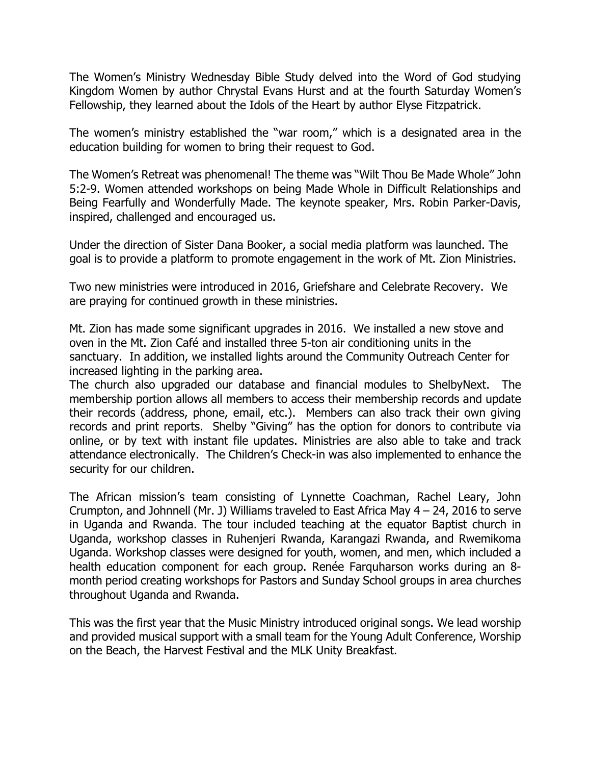The Women's Ministry Wednesday Bible Study delved into the Word of God studying Kingdom Women by author Chrystal Evans Hurst and at the fourth Saturday Women's Fellowship, they learned about the Idols of the Heart by author Elyse Fitzpatrick.

The women's ministry established the "war room," which is a designated area in the education building for women to bring their request to God.

The Women's Retreat was phenomenal! The theme was "Wilt Thou Be Made Whole" John 5:2-9. Women attended workshops on being Made Whole in Difficult Relationships and Being Fearfully and Wonderfully Made. The keynote speaker, Mrs. Robin Parker-Davis, inspired, challenged and encouraged us.

Under the direction of Sister Dana Booker, a social media platform was launched. The goal is to provide a platform to promote engagement in the work of Mt. Zion Ministries.

Two new ministries were introduced in 2016, Griefshare and Celebrate Recovery. We are praying for continued growth in these ministries.

Mt. Zion has made some significant upgrades in 2016. We installed a new stove and oven in the Mt. Zion Café and installed three 5-ton air conditioning units in the sanctuary. In addition, we installed lights around the Community Outreach Center for increased lighting in the parking area.
The church also upgraded our database and financial modules to ShelbyNext. The membership portion allows all members to access their membership records and update their records (address, phone, email, etc.). Members can also track their own giving records and print reports. Shelby "Giving" has the option for donors to contribute via online, or by text with instant file updates. Ministries are also able to take and track attendance electronically. The Children's Check-in was also implemented to enhance the security for our children.

The African mission's team consisting of Lynnette Coachman, Rachel Leary, John Crumpton, and Johnnell (Mr. J) Williams traveled to East Africa May 4 – 24, 2016 to serve in Uganda and Rwanda. The tour included teaching at the equator Baptist church in Uganda, workshop classes in Ruhenjeri Rwanda, Karangazi Rwanda, and Rwemikoma Uganda. Workshop classes were designed for youth, women, and men, which included a health education component for each group. Renée Farquharson works during an 8-month period creating workshops for Pastors and Sunday School groups in area churches throughout Uganda and Rwanda.

This was the first year that the Music Ministry introduced original songs. We lead worship and provided musical support with a small team for the Young Adult Conference, Worship on the Beach, the Harvest Festival and the MLK Unity Breakfast.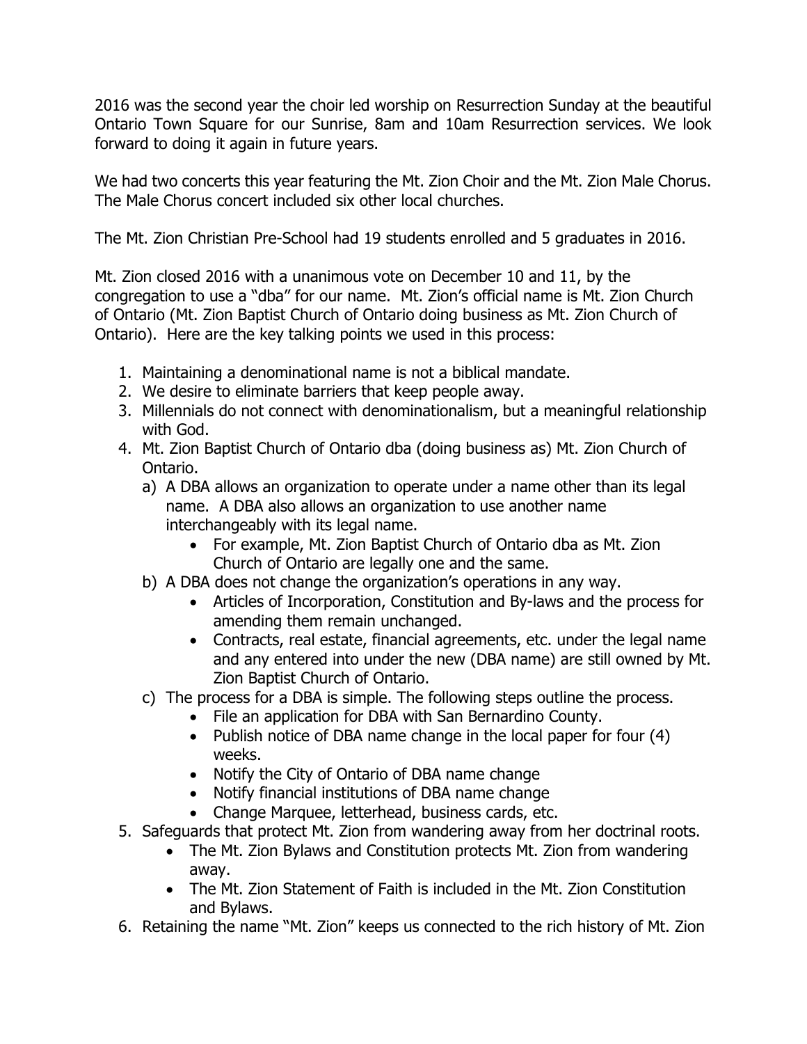2016 was the second year the choir led worship on Resurrection Sunday at the beautiful Ontario Town Square for our Sunrise, 8am and 10am Resurrection services. We look forward to doing it again in future years.

We had two concerts this year featuring the Mt. Zion Choir and the Mt. Zion Male Chorus. The Male Chorus concert included six other local churches.

The Mt. Zion Christian Pre-School had 19 students enrolled and 5 graduates in 2016.

Mt. Zion closed 2016 with a unanimous vote on December 10 and 11, by the congregation to use a "dba" for our name. Mt. Zion's official name is Mt. Zion Church of Ontario (Mt. Zion Baptist Church of Ontario doing business as Mt. Zion Church of Ontario). Here are the key talking points we used in this process:

1. Maintaining a denominational name is not a biblical mandate.
2. We desire to eliminate barriers that keep people away.
3. Millennials do not connect with denominationalism, but a meaningful relationship with God.
4. Mt. Zion Baptist Church of Ontario dba (doing business as) Mt. Zion Church of Ontario.
   a) A DBA allows an organization to operate under a name other than its legal name. A DBA also allows an organization to use another name interchangeably with its legal name.
      - For example, Mt. Zion Baptist Church of Ontario dba as Mt. Zion Church of Ontario are legally one and the same.
   b) A DBA does not change the organization's operations in any way.
      - Articles of Incorporation, Constitution and By-laws and the process for amending them remain unchanged.
      - Contracts, real estate, financial agreements, etc. under the legal name and any entered into under the new (DBA name) are still owned by Mt. Zion Baptist Church of Ontario.
   c) The process for a DBA is simple. The following steps outline the process.
      - File an application for DBA with San Bernardino County.
      - Publish notice of DBA name change in the local paper for four (4) weeks.
      - Notify the City of Ontario of DBA name change
      - Notify financial institutions of DBA name change
      - Change Marquee, letterhead, business cards, etc.
5. Safeguards that protect Mt. Zion from wandering away from her doctrinal roots.
   - The Mt. Zion Bylaws and Constitution protects Mt. Zion from wandering away.
   - The Mt. Zion Statement of Faith is included in the Mt. Zion Constitution and Bylaws.
6. Retaining the name "Mt. Zion" keeps us connected to the rich history of Mt. Zion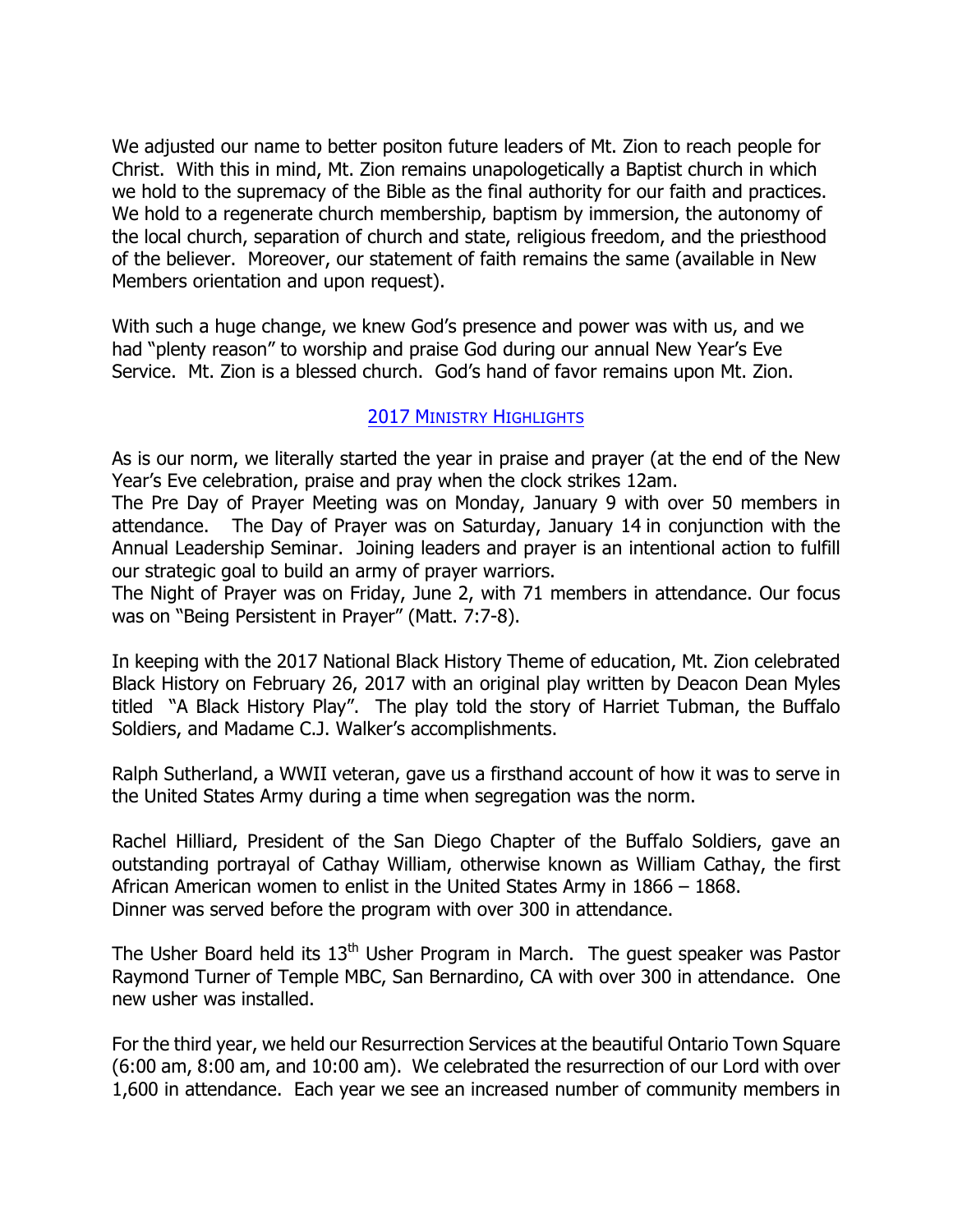We adjusted our name to better positon future leaders of Mt. Zion to reach people for Christ. With this in mind, Mt. Zion remains unapologetically a Baptist church in which we hold to the supremacy of the Bible as the final authority for our faith and practices. We hold to a regenerate church membership, baptism by immersion, the autonomy of the local church, separation of church and state, religious freedom, and the priesthood of the believer. Moreover, our statement of faith remains the same (available in New Members orientation and upon request).

With such a huge change, we knew God's presence and power was with us, and we had "plenty reason" to worship and praise God during our annual New Year's Eve Service. Mt. Zion is a blessed church. God's hand of favor remains upon Mt. Zion.

## 2017 Ministry Highlights

As is our norm, we literally started the year in praise and prayer (at the end of the New Year's Eve celebration, praise and pray when the clock strikes 12am.
The Pre Day of Prayer Meeting was on Monday, January 9 with over 50 members in attendance. The Day of Prayer was on Saturday, January 14 in conjunction with the Annual Leadership Seminar. Joining leaders and prayer is an intentional action to fulfill our strategic goal to build an army of prayer warriors.
The Night of Prayer was on Friday, June 2, with 71 members in attendance. Our focus was on "Being Persistent in Prayer" (Matt. 7:7-8).

In keeping with the 2017 National Black History Theme of education, Mt. Zion celebrated Black History on February 26, 2017 with an original play written by Deacon Dean Myles titled "A Black History Play". The play told the story of Harriet Tubman, the Buffalo Soldiers, and Madame C.J. Walker's accomplishments.

Ralph Sutherland, a WWII veteran, gave us a firsthand account of how it was to serve in the United States Army during a time when segregation was the norm.

Rachel Hilliard, President of the San Diego Chapter of the Buffalo Soldiers, gave an outstanding portrayal of Cathay William, otherwise known as William Cathay, the first African American women to enlist in the United States Army in 1866 – 1868.
Dinner was served before the program with over 300 in attendance.

The Usher Board held its 13th Usher Program in March. The guest speaker was Pastor Raymond Turner of Temple MBC, San Bernardino, CA with over 300 in attendance. One new usher was installed.

For the third year, we held our Resurrection Services at the beautiful Ontario Town Square (6:00 am, 8:00 am, and 10:00 am). We celebrated the resurrection of our Lord with over 1,600 in attendance. Each year we see an increased number of community members in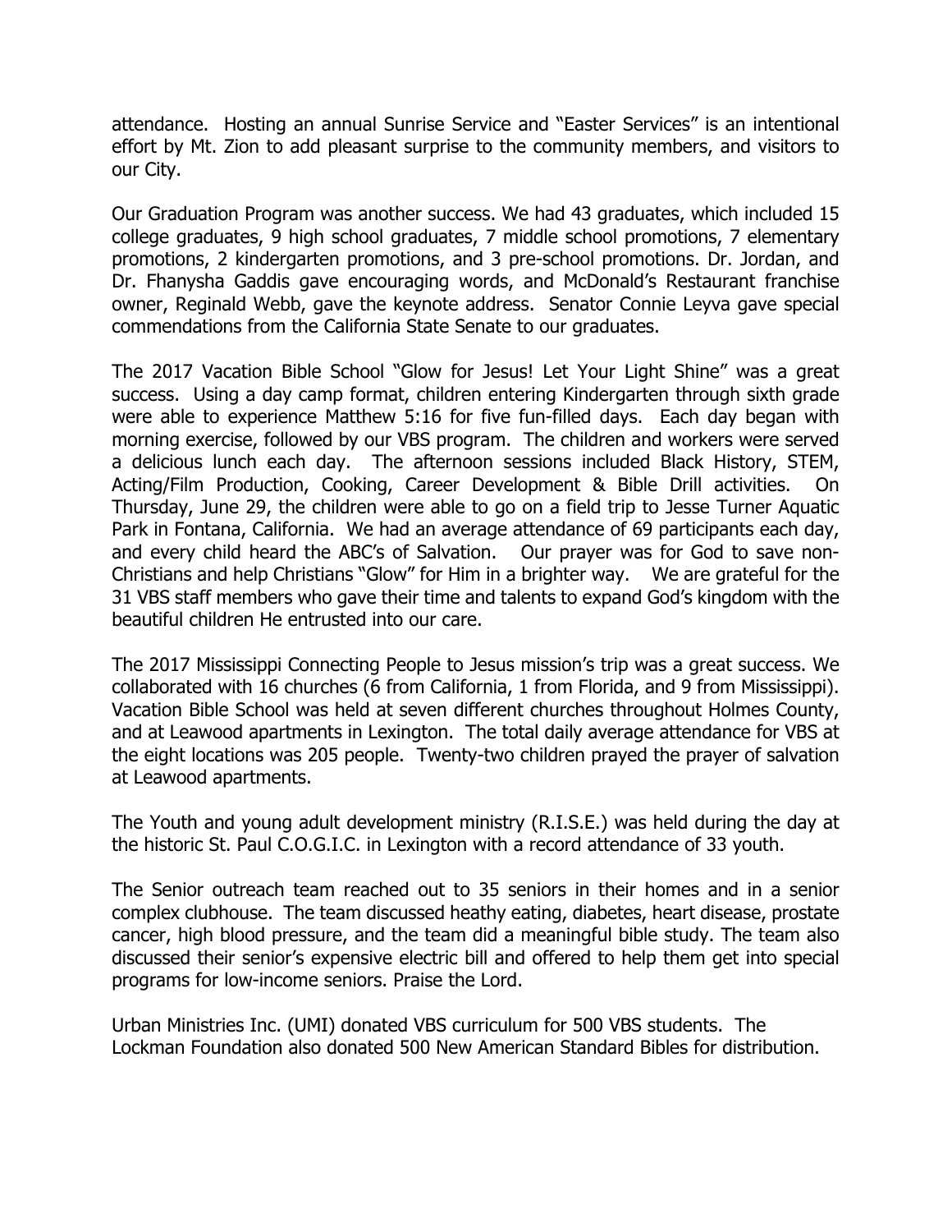attendance. Hosting an annual Sunrise Service and "Easter Services" is an intentional effort by Mt. Zion to add pleasant surprise to the community members, and visitors to our City.

Our Graduation Program was another success. We had 43 graduates, which included 15 college graduates, 9 high school graduates, 7 middle school promotions, 7 elementary promotions, 2 kindergarten promotions, and 3 pre-school promotions. Dr. Jordan, and Dr. Fhanysha Gaddis gave encouraging words, and McDonald's Restaurant franchise owner, Reginald Webb, gave the keynote address. Senator Connie Leyva gave special commendations from the California State Senate to our graduates.

The 2017 Vacation Bible School "Glow for Jesus! Let Your Light Shine" was a great success. Using a day camp format, children entering Kindergarten through sixth grade were able to experience Matthew 5:16 for five fun-filled days. Each day began with morning exercise, followed by our VBS program. The children and workers were served a delicious lunch each day. The afternoon sessions included Black History, STEM, Acting/Film Production, Cooking, Career Development & Bible Drill activities. On Thursday, June 29, the children were able to go on a field trip to Jesse Turner Aquatic Park in Fontana, California. We had an average attendance of 69 participants each day, and every child heard the ABC's of Salvation. Our prayer was for God to save non-Christians and help Christians "Glow" for Him in a brighter way. We are grateful for the 31 VBS staff members who gave their time and talents to expand God's kingdom with the beautiful children He entrusted into our care.

The 2017 Mississippi Connecting People to Jesus mission's trip was a great success. We collaborated with 16 churches (6 from California, 1 from Florida, and 9 from Mississippi). Vacation Bible School was held at seven different churches throughout Holmes County, and at Leawood apartments in Lexington. The total daily average attendance for VBS at the eight locations was 205 people. Twenty-two children prayed the prayer of salvation at Leawood apartments.

The Youth and young adult development ministry (R.I.S.E.) was held during the day at the historic St. Paul C.O.G.I.C. in Lexington with a record attendance of 33 youth.

The Senior outreach team reached out to 35 seniors in their homes and in a senior complex clubhouse. The team discussed heathy eating, diabetes, heart disease, prostate cancer, high blood pressure, and the team did a meaningful bible study. The team also discussed their senior's expensive electric bill and offered to help them get into special programs for low-income seniors. Praise the Lord.

Urban Ministries Inc. (UMI) donated VBS curriculum for 500 VBS students. The Lockman Foundation also donated 500 New American Standard Bibles for distribution.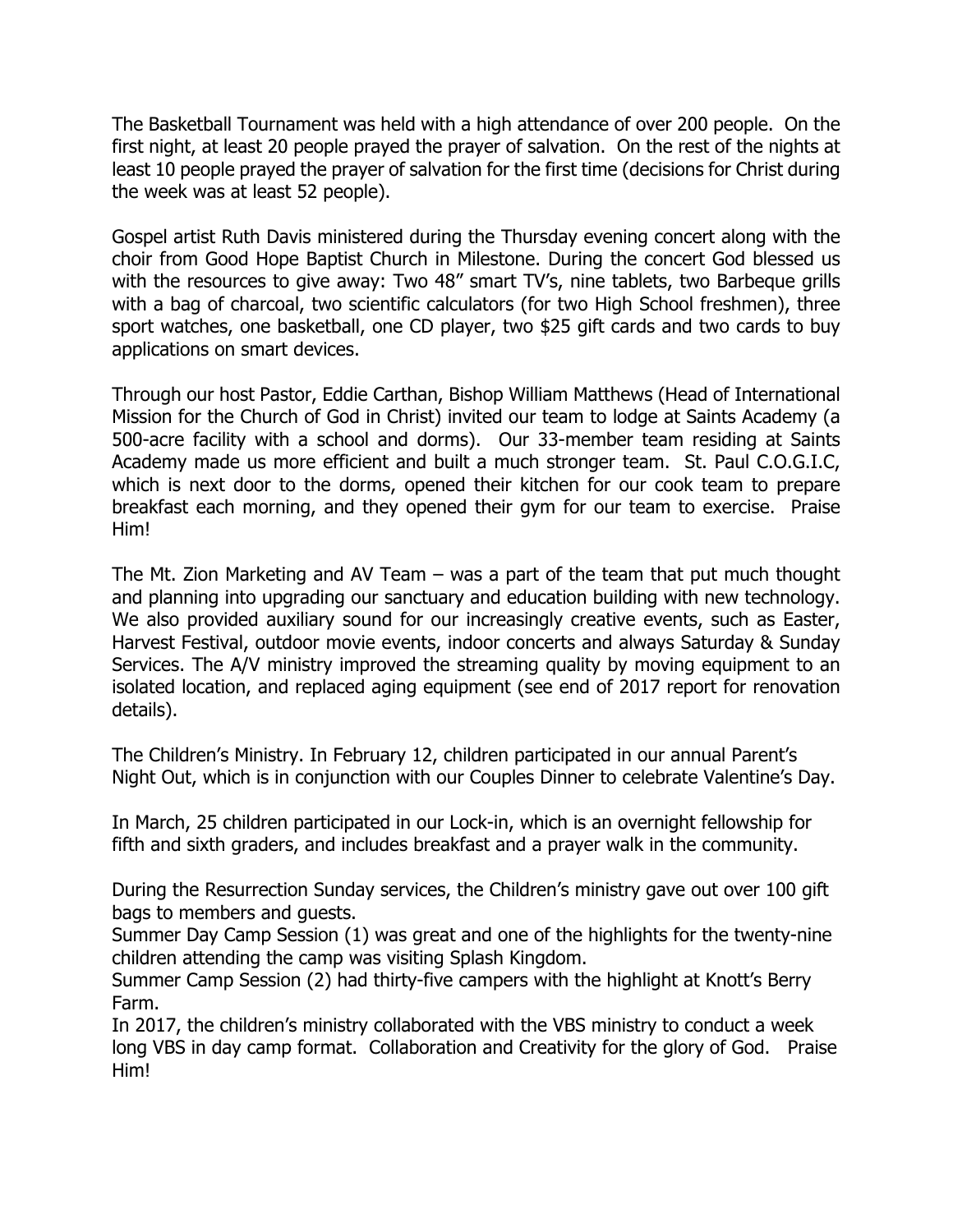The Basketball Tournament was held with a high attendance of over 200 people. On the first night, at least 20 people prayed the prayer of salvation. On the rest of the nights at least 10 people prayed the prayer of salvation for the first time (decisions for Christ during the week was at least 52 people).

Gospel artist Ruth Davis ministered during the Thursday evening concert along with the choir from Good Hope Baptist Church in Milestone. During the concert God blessed us with the resources to give away: Two 48" smart TV's, nine tablets, two Barbeque grills with a bag of charcoal, two scientific calculators (for two High School freshmen), three sport watches, one basketball, one CD player, two $25 gift cards and two cards to buy applications on smart devices.

Through our host Pastor, Eddie Carthan, Bishop William Matthews (Head of International Mission for the Church of God in Christ) invited our team to lodge at Saints Academy (a 500-acre facility with a school and dorms). Our 33-member team residing at Saints Academy made us more efficient and built a much stronger team. St. Paul C.O.G.I.C, which is next door to the dorms, opened their kitchen for our cook team to prepare breakfast each morning, and they opened their gym for our team to exercise. Praise Him!

The Mt. Zion Marketing and AV Team – was a part of the team that put much thought and planning into upgrading our sanctuary and education building with new technology. We also provided auxiliary sound for our increasingly creative events, such as Easter, Harvest Festival, outdoor movie events, indoor concerts and always Saturday & Sunday Services. The A/V ministry improved the streaming quality by moving equipment to an isolated location, and replaced aging equipment (see end of 2017 report for renovation details).

The Children's Ministry. In February 12, children participated in our annual Parent's Night Out, which is in conjunction with our Couples Dinner to celebrate Valentine's Day.

In March, 25 children participated in our Lock-in, which is an overnight fellowship for fifth and sixth graders, and includes breakfast and a prayer walk in the community.

During the Resurrection Sunday services, the Children's ministry gave out over 100 gift bags to members and guests.
Summer Day Camp Session (1) was great and one of the highlights for the twenty-nine children attending the camp was visiting Splash Kingdom.
Summer Camp Session (2) had thirty-five campers with the highlight at Knott's Berry Farm.
In 2017, the children's ministry collaborated with the VBS ministry to conduct a week long VBS in day camp format. Collaboration and Creativity for the glory of God. Praise Him!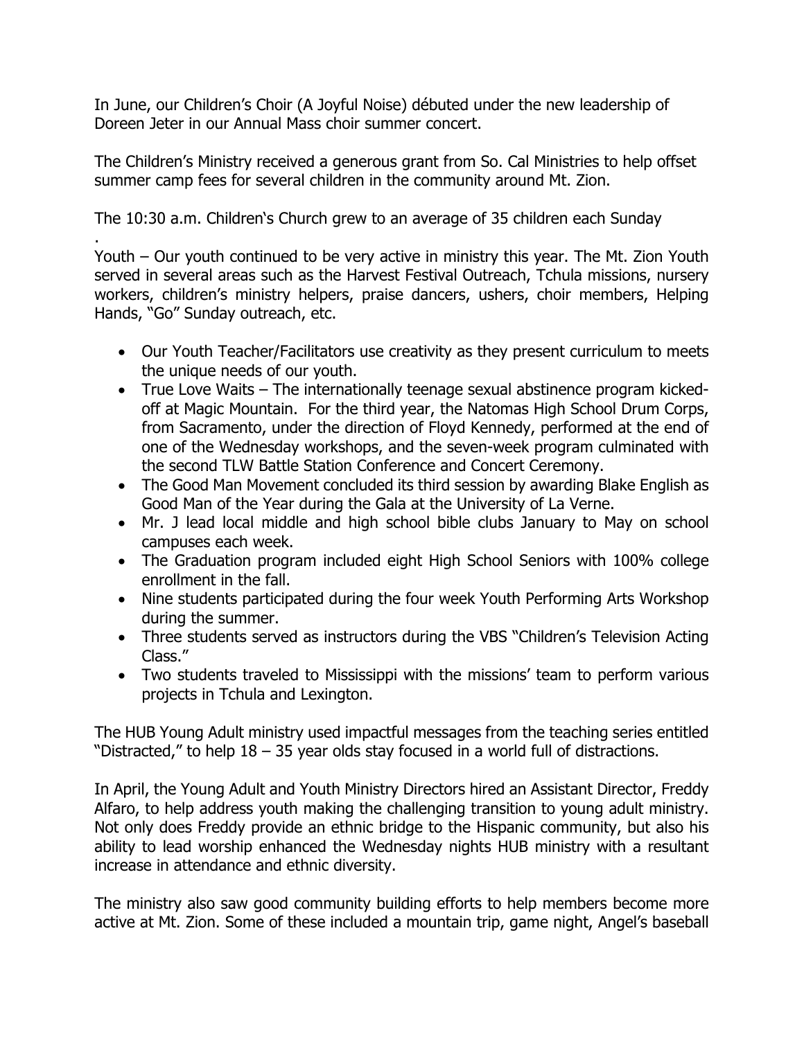In June, our Children's Choir (A Joyful Noise) débuted under the new leadership of Doreen Jeter in our Annual Mass choir summer concert.

The Children's Ministry received a generous grant from So. Cal Ministries to help offset summer camp fees for several children in the community around Mt. Zion.

The 10:30 a.m. Children's Church grew to an average of 35 children each Sunday
.
Youth – Our youth continued to be very active in ministry this year. The Mt. Zion Youth served in several areas such as the Harvest Festival Outreach, Tchula missions, nursery workers, children's ministry helpers, praise dancers, ushers, choir members, Helping Hands, "Go" Sunday outreach, etc.

- Our Youth Teacher/Facilitators use creativity as they present curriculum to meets the unique needs of our youth.
- True Love Waits – The internationally teenage sexual abstinence program kicked-off at Magic Mountain. For the third year, the Natomas High School Drum Corps, from Sacramento, under the direction of Floyd Kennedy, performed at the end of one of the Wednesday workshops, and the seven-week program culminated with the second TLW Battle Station Conference and Concert Ceremony.
- The Good Man Movement concluded its third session by awarding Blake English as Good Man of the Year during the Gala at the University of La Verne.
- Mr. J lead local middle and high school bible clubs January to May on school campuses each week.
- The Graduation program included eight High School Seniors with 100% college enrollment in the fall.
- Nine students participated during the four week Youth Performing Arts Workshop during the summer.
- Three students served as instructors during the VBS "Children's Television Acting Class."
- Two students traveled to Mississippi with the missions' team to perform various projects in Tchula and Lexington.

The HUB Young Adult ministry used impactful messages from the teaching series entitled "Distracted," to help 18 – 35 year olds stay focused in a world full of distractions.

In April, the Young Adult and Youth Ministry Directors hired an Assistant Director, Freddy Alfaro, to help address youth making the challenging transition to young adult ministry. Not only does Freddy provide an ethnic bridge to the Hispanic community, but also his ability to lead worship enhanced the Wednesday nights HUB ministry with a resultant increase in attendance and ethnic diversity.

The ministry also saw good community building efforts to help members become more active at Mt. Zion. Some of these included a mountain trip, game night, Angel's baseball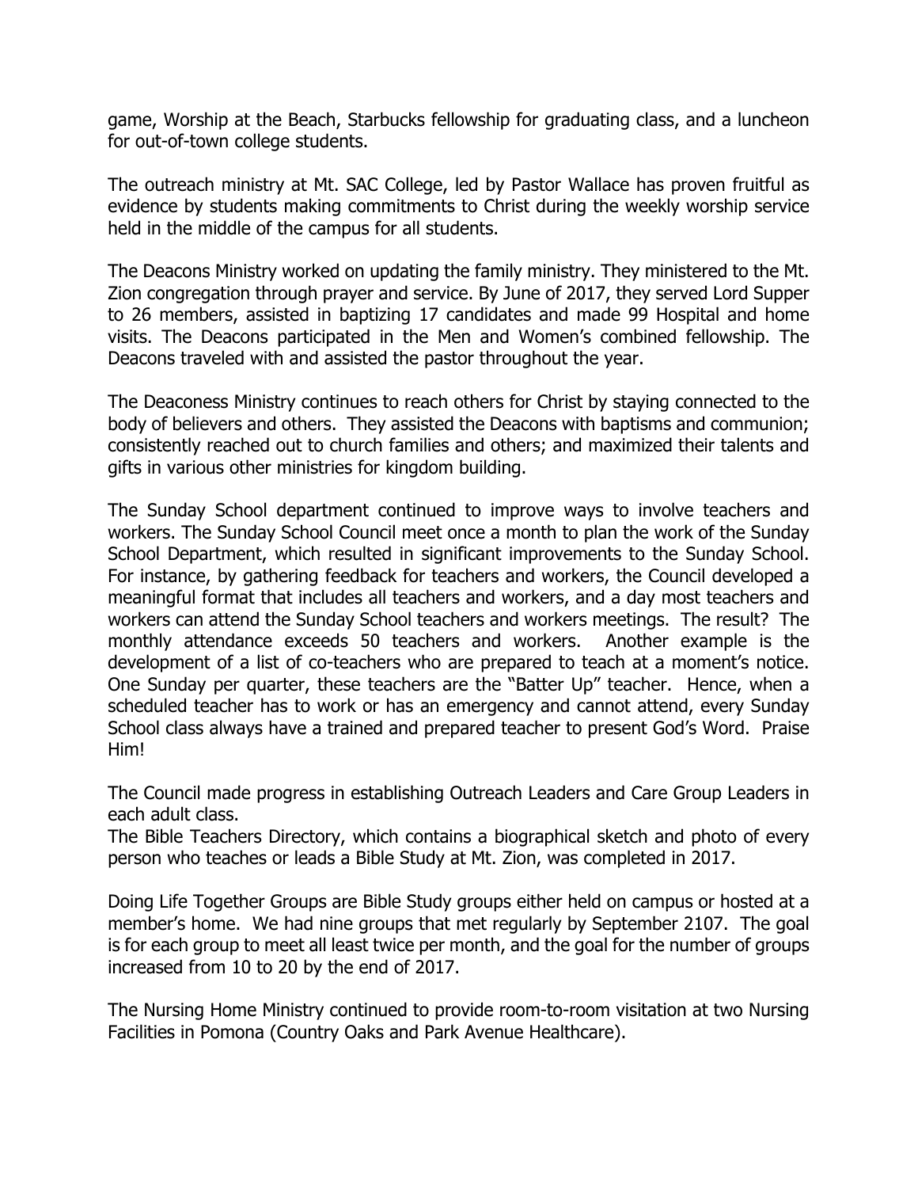game, Worship at the Beach, Starbucks fellowship for graduating class, and a luncheon for out-of-town college students.

The outreach ministry at Mt. SAC College, led by Pastor Wallace has proven fruitful as evidence by students making commitments to Christ during the weekly worship service held in the middle of the campus for all students.

The Deacons Ministry worked on updating the family ministry. They ministered to the Mt. Zion congregation through prayer and service. By June of 2017, they served Lord Supper to 26 members, assisted in baptizing 17 candidates and made 99 Hospital and home visits. The Deacons participated in the Men and Women's combined fellowship. The Deacons traveled with and assisted the pastor throughout the year.

The Deaconess Ministry continues to reach others for Christ by staying connected to the body of believers and others. They assisted the Deacons with baptisms and communion; consistently reached out to church families and others; and maximized their talents and gifts in various other ministries for kingdom building.

The Sunday School department continued to improve ways to involve teachers and workers. The Sunday School Council meet once a month to plan the work of the Sunday School Department, which resulted in significant improvements to the Sunday School. For instance, by gathering feedback for teachers and workers, the Council developed a meaningful format that includes all teachers and workers, and a day most teachers and workers can attend the Sunday School teachers and workers meetings. The result? The monthly attendance exceeds 50 teachers and workers. Another example is the development of a list of co-teachers who are prepared to teach at a moment's notice. One Sunday per quarter, these teachers are the "Batter Up" teacher. Hence, when a scheduled teacher has to work or has an emergency and cannot attend, every Sunday School class always have a trained and prepared teacher to present God's Word. Praise Him!

The Council made progress in establishing Outreach Leaders and Care Group Leaders in each adult class.
The Bible Teachers Directory, which contains a biographical sketch and photo of every person who teaches or leads a Bible Study at Mt. Zion, was completed in 2017.

Doing Life Together Groups are Bible Study groups either held on campus or hosted at a member's home. We had nine groups that met regularly by September 2107. The goal is for each group to meet all least twice per month, and the goal for the number of groups increased from 10 to 20 by the end of 2017.

The Nursing Home Ministry continued to provide room-to-room visitation at two Nursing Facilities in Pomona (Country Oaks and Park Avenue Healthcare).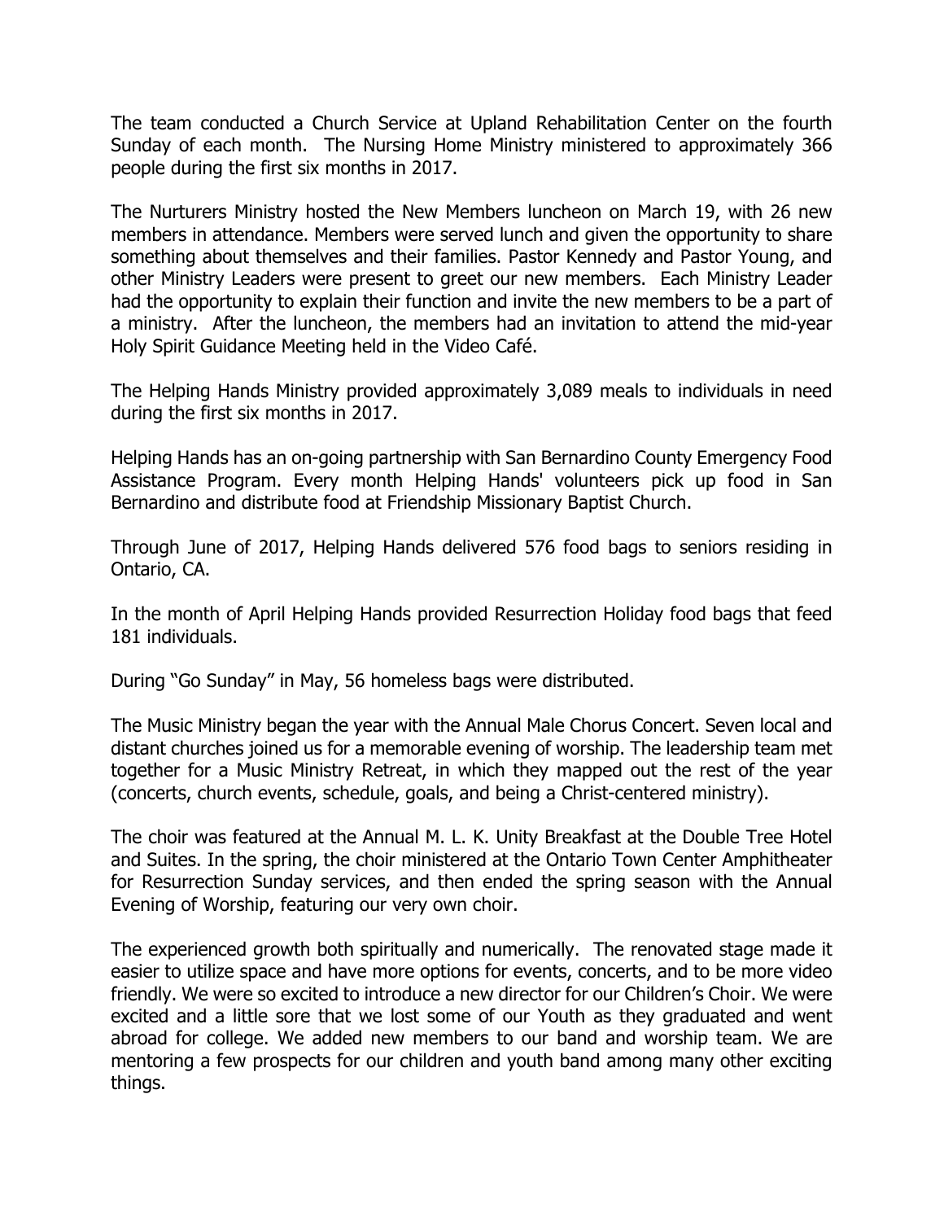The team conducted a Church Service at Upland Rehabilitation Center on the fourth Sunday of each month. The Nursing Home Ministry ministered to approximately 366 people during the first six months in 2017.

The Nurturers Ministry hosted the New Members luncheon on March 19, with 26 new members in attendance. Members were served lunch and given the opportunity to share something about themselves and their families. Pastor Kennedy and Pastor Young, and other Ministry Leaders were present to greet our new members. Each Ministry Leader had the opportunity to explain their function and invite the new members to be a part of a ministry. After the luncheon, the members had an invitation to attend the mid-year Holy Spirit Guidance Meeting held in the Video Café.

The Helping Hands Ministry provided approximately 3,089 meals to individuals in need during the first six months in 2017.

Helping Hands has an on-going partnership with San Bernardino County Emergency Food Assistance Program. Every month Helping Hands' volunteers pick up food in San Bernardino and distribute food at Friendship Missionary Baptist Church.

Through June of 2017, Helping Hands delivered 576 food bags to seniors residing in Ontario, CA.

In the month of April Helping Hands provided Resurrection Holiday food bags that feed 181 individuals.

During "Go Sunday" in May, 56 homeless bags were distributed.

The Music Ministry began the year with the Annual Male Chorus Concert. Seven local and distant churches joined us for a memorable evening of worship. The leadership team met together for a Music Ministry Retreat, in which they mapped out the rest of the year (concerts, church events, schedule, goals, and being a Christ-centered ministry).

The choir was featured at the Annual M. L. K. Unity Breakfast at the Double Tree Hotel and Suites. In the spring, the choir ministered at the Ontario Town Center Amphitheater for Resurrection Sunday services, and then ended the spring season with the Annual Evening of Worship, featuring our very own choir.

The experienced growth both spiritually and numerically. The renovated stage made it easier to utilize space and have more options for events, concerts, and to be more video friendly. We were so excited to introduce a new director for our Children's Choir. We were excited and a little sore that we lost some of our Youth as they graduated and went abroad for college. We added new members to our band and worship team. We are mentoring a few prospects for our children and youth band among many other exciting things.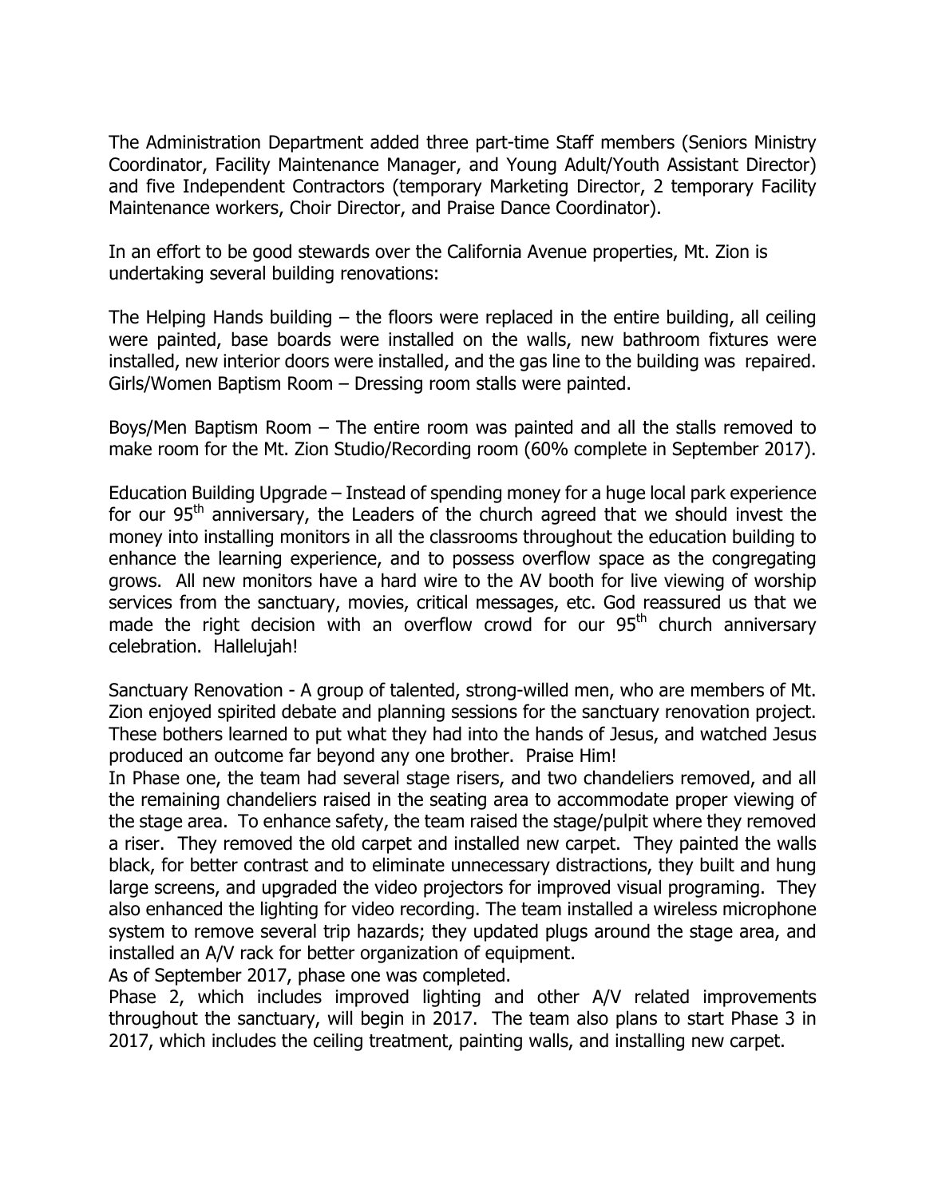The Administration Department added three part-time Staff members (Seniors Ministry Coordinator, Facility Maintenance Manager, and Young Adult/Youth Assistant Director) and five Independent Contractors (temporary Marketing Director, 2 temporary Facility Maintenance workers, Choir Director, and Praise Dance Coordinator).

In an effort to be good stewards over the California Avenue properties, Mt. Zion is undertaking several building renovations:

The Helping Hands building – the floors were replaced in the entire building, all ceiling were painted, base boards were installed on the walls, new bathroom fixtures were installed, new interior doors were installed, and the gas line to the building was repaired. Girls/Women Baptism Room – Dressing room stalls were painted.

Boys/Men Baptism Room – The entire room was painted and all the stalls removed to make room for the Mt. Zion Studio/Recording room (60% complete in September 2017).

Education Building Upgrade – Instead of spending money for a huge local park experience for our 95th anniversary, the Leaders of the church agreed that we should invest the money into installing monitors in all the classrooms throughout the education building to enhance the learning experience, and to possess overflow space as the congregating grows. All new monitors have a hard wire to the AV booth for live viewing of worship services from the sanctuary, movies, critical messages, etc. God reassured us that we made the right decision with an overflow crowd for our 95th church anniversary celebration. Hallelujah!

Sanctuary Renovation - A group of talented, strong-willed men, who are members of Mt. Zion enjoyed spirited debate and planning sessions for the sanctuary renovation project. These bothers learned to put what they had into the hands of Jesus, and watched Jesus produced an outcome far beyond any one brother. Praise Him!

In Phase one, the team had several stage risers, and two chandeliers removed, and all the remaining chandeliers raised in the seating area to accommodate proper viewing of the stage area. To enhance safety, the team raised the stage/pulpit where they removed a riser. They removed the old carpet and installed new carpet. They painted the walls black, for better contrast and to eliminate unnecessary distractions, they built and hung large screens, and upgraded the video projectors for improved visual programing. They also enhanced the lighting for video recording. The team installed a wireless microphone system to remove several trip hazards; they updated plugs around the stage area, and installed an A/V rack for better organization of equipment.

As of September 2017, phase one was completed.

Phase 2, which includes improved lighting and other A/V related improvements throughout the sanctuary, will begin in 2017. The team also plans to start Phase 3 in 2017, which includes the ceiling treatment, painting walls, and installing new carpet.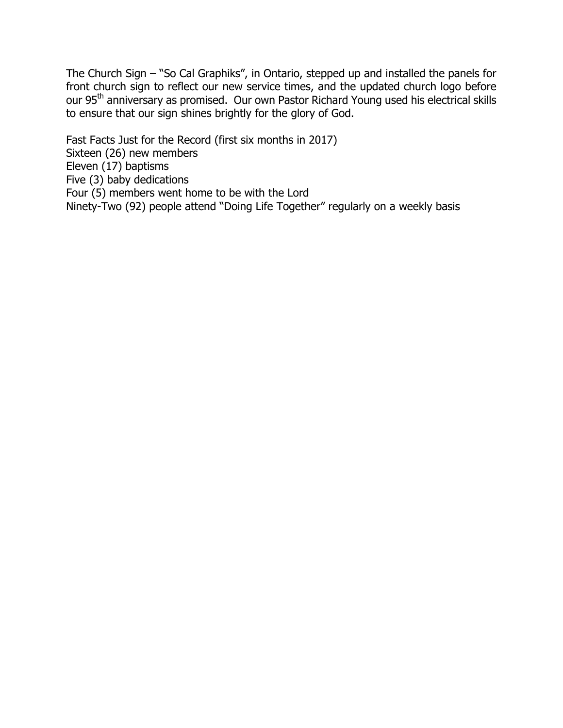The Church Sign – "So Cal Graphiks", in Ontario, stepped up and installed the panels for front church sign to reflect our new service times, and the updated church logo before our 95th anniversary as promised. Our own Pastor Richard Young used his electrical skills to ensure that our sign shines brightly for the glory of God.

Fast Facts Just for the Record (first six months in 2017)
Sixteen (26) new members
Eleven (17) baptisms
Five (3) baby dedications
Four (5) members went home to be with the Lord
Ninety-Two (92) people attend "Doing Life Together" regularly on a weekly basis